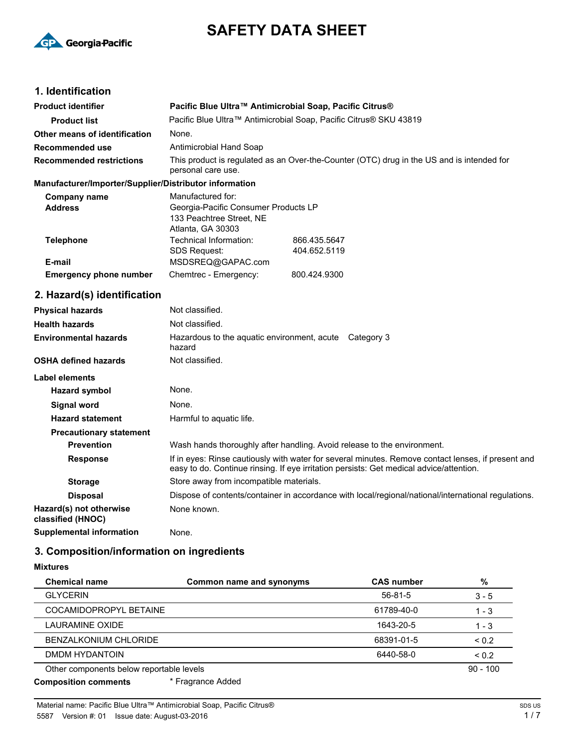# SAFETY DATA SHEET

## 1. Identification

| | |
|---|---|
| **Product identifier** | **Pacific Blue Ultra™ Antimicrobial Soap, Pacific Citrus®** |
| **Product list** | Pacific Blue Ultra™ Antimicrobial Soap, Pacific Citrus® SKU 43819 |
| **Other means of identification** | None. |
| **Recommended use** | Antimicrobial Hand Soap |
| **Recommended restrictions** | This product is regulated as an Over-the-Counter (OTC) drug in the US and is intended for personal care use. |

**Manufacturer/Importer/Supplier/Distributor information**

| | | |
|---|---|---|
| **Company name** | Manufactured for: | |
| **Address** | Georgia-Pacific Consumer Products LP<br>133 Peachtree Street, NE<br>Atlanta, GA 30303 | |
| **Telephone** | Technical Information: | 866.435.5647 |
| | SDS Request: | 404.652.5119 |
| **E-mail** | MSDSREQ@GAPAC.com | |
| **Emergency phone number** | Chemtrec - Emergency: | 800.424.9300 |

## 2. Hazard(s) identification

| | | |
|---|---|---|
| **Physical hazards** | Not classified. | |
| **Health hazards** | Not classified. | |
| **Environmental hazards** | Hazardous to the aquatic environment, acute hazard | Category 3 |
| **OSHA defined hazards** | Not classified. | |

**Label elements**

| | |
|---|---|
| **Hazard symbol** | None. |
| **Signal word** | None. |
| **Hazard statement** | Harmful to aquatic life. |

**Precautionary statement**

| | |
|---|---|
| **Prevention** | Wash hands thoroughly after handling. Avoid release to the environment. |
| **Response** | If in eyes: Rinse cautiously with water for several minutes. Remove contact lenses, if present and easy to do. Continue rinsing. If eye irritation persists: Get medical advice/attention. |
| **Storage** | Store away from incompatible materials. |
| **Disposal** | Dispose of contents/container in accordance with local/regional/national/international regulations. |
| **Hazard(s) not otherwise classified (HNOC)** | None known. |
| **Supplemental information** | None. |

## 3. Composition/information on ingredients

**Mixtures**

| Chemical name | Common name and synonyms | CAS number | % |
|---|---|---|---|
| GLYCERIN | | 56-81-5 | 3 - 5 |
| COCAMIDOPROPYL BETAINE | | 61789-40-0 | 1 - 3 |
| LAURAMINE OXIDE | | 1643-20-5 | 1 - 3 |
| BENZALKONIUM CHLORIDE | | 68391-01-5 | < 0.2 |
| DMDM HYDANTOIN | | 6440-58-0 | < 0.2 |
| Other components below reportable levels | | | 90 - 100 |

**Composition comments** * Fragrance Added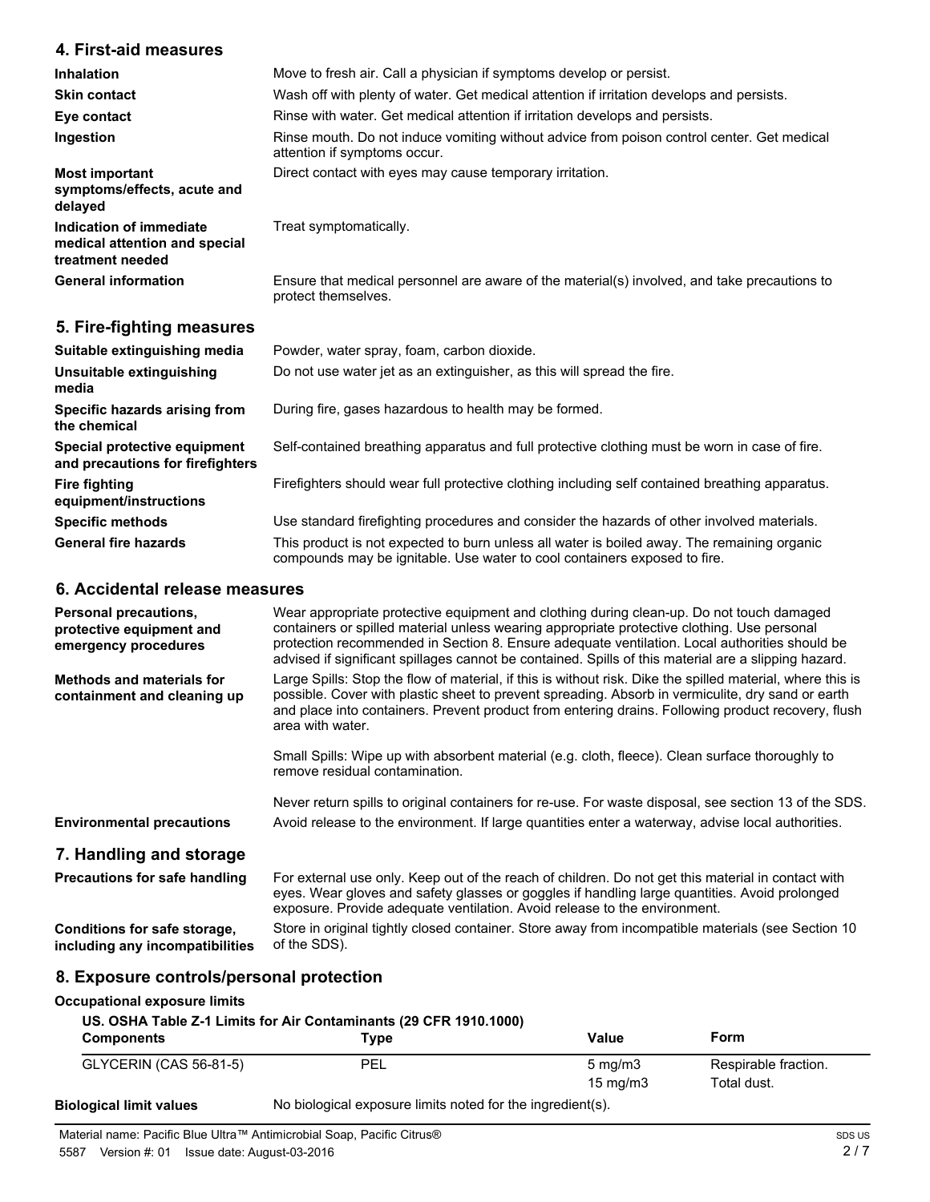## 4. First-aid measures

| | |
|---|---|
| **Inhalation** | Move to fresh air. Call a physician if symptoms develop or persist. |
| **Skin contact** | Wash off with plenty of water. Get medical attention if irritation develops and persists. |
| **Eye contact** | Rinse with water. Get medical attention if irritation develops and persists. |
| **Ingestion** | Rinse mouth. Do not induce vomiting without advice from poison control center. Get medical attention if symptoms occur. |
| **Most important symptoms/effects, acute and delayed** | Direct contact with eyes may cause temporary irritation. |
| **Indication of immediate medical attention and special treatment needed** | Treat symptomatically. |
| **General information** | Ensure that medical personnel are aware of the material(s) involved, and take precautions to protect themselves. |

## 5. Fire-fighting measures

| | |
|---|---|
| **Suitable extinguishing media** | Powder, water spray, foam, carbon dioxide. |
| **Unsuitable extinguishing media** | Do not use water jet as an extinguisher, as this will spread the fire. |
| **Specific hazards arising from the chemical** | During fire, gases hazardous to health may be formed. |
| **Special protective equipment and precautions for firefighters** | Self-contained breathing apparatus and full protective clothing must be worn in case of fire. |
| **Fire fighting equipment/instructions** | Firefighters should wear full protective clothing including self contained breathing apparatus. |
| **Specific methods** | Use standard firefighting procedures and consider the hazards of other involved materials. |
| **General fire hazards** | This product is not expected to burn unless all water is boiled away. The remaining organic compounds may be ignitable. Use water to cool containers exposed to fire. |

## 6. Accidental release measures

| | |
|---|---|
| **Personal precautions, protective equipment and emergency procedures** | Wear appropriate protective equipment and clothing during clean-up. Do not touch damaged containers or spilled material unless wearing appropriate protective clothing. Use personal protection recommended in Section 8. Ensure adequate ventilation. Local authorities should be advised if significant spillages cannot be contained. Spills of this material are a slipping hazard. |
| **Methods and materials for containment and cleaning up** | Large Spills: Stop the flow of material, if this is without risk. Dike the spilled material, where this is possible. Cover with plastic sheet to prevent spreading. Absorb in vermiculite, dry sand or earth and place into containers. Prevent product from entering drains. Following product recovery, flush area with water.<br><br>Small Spills: Wipe up with absorbent material (e.g. cloth, fleece). Clean surface thoroughly to remove residual contamination.<br><br>Never return spills to original containers for re-use. For waste disposal, see section 13 of the SDS. |
| **Environmental precautions** | Avoid release to the environment. If large quantities enter a waterway, advise local authorities. |

## 7. Handling and storage

| | |
|---|---|
| **Precautions for safe handling** | For external use only. Keep out of the reach of children. Do not get this material in contact with eyes. Wear gloves and safety glasses or goggles if handling large quantities. Avoid prolonged exposure. Provide adequate ventilation. Avoid release to the environment. |
| **Conditions for safe storage, including any incompatibilities** | Store in original tightly closed container. Store away from incompatible materials (see Section 10 of the SDS). |

## 8. Exposure controls/personal protection

**Occupational exposure limits**

**US. OSHA Table Z-1 Limits for Air Contaminants (29 CFR 1910.1000)**

| Components | Type | Value | Form |
|---|---|---|---|
| GLYCERIN (CAS 56-81-5) | PEL | 5 mg/m3 | Respirable fraction. |
| | | 15 mg/m3 | Total dust. |

**Biological limit values** No biological exposure limits noted for the ingredient(s).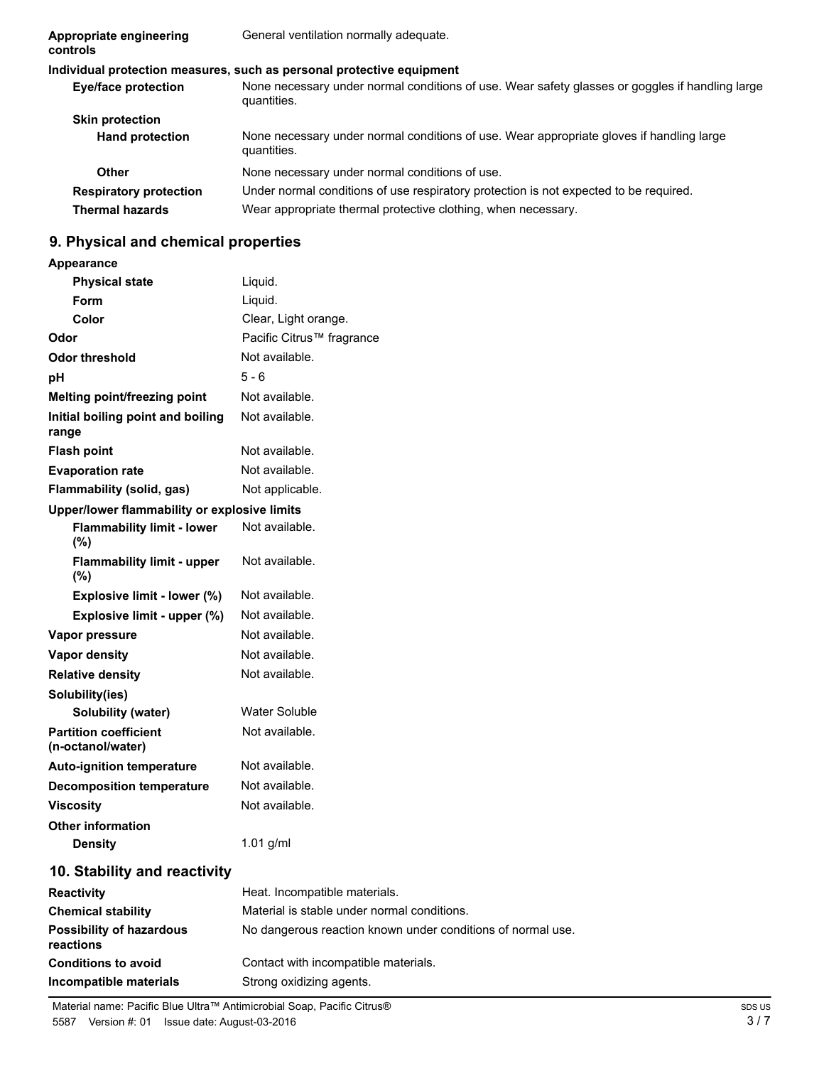**Appropriate engineering controls** General ventilation normally adequate.

**Individual protection measures, such as personal protective equipment**

| | |
|---|---|
| **Eye/face protection** | None necessary under normal conditions of use. Wear safety glasses or goggles if handling large quantities. |
| **Skin protection** | |
| **Hand protection** | None necessary under normal conditions of use. Wear appropriate gloves if handling large quantities. |
| **Other** | None necessary under normal conditions of use. |
| **Respiratory protection** | Under normal conditions of use respiratory protection is not expected to be required. |
| **Thermal hazards** | Wear appropriate thermal protective clothing, when necessary. |

## 9. Physical and chemical properties

| | |
|---|---|
| **Appearance** | |
| **Physical state** | Liquid. |
| **Form** | Liquid. |
| **Color** | Clear, Light orange. |
| **Odor** | Pacific Citrus™ fragrance |
| **Odor threshold** | Not available. |
| **pH** | 5 - 6 |
| **Melting point/freezing point** | Not available. |
| **Initial boiling point and boiling range** | Not available. |
| **Flash point** | Not available. |
| **Evaporation rate** | Not available. |
| **Flammability (solid, gas)** | Not applicable. |
| **Upper/lower flammability or explosive limits** | |
| **Flammability limit - lower (%)** | Not available. |
| **Flammability limit - upper (%)** | Not available. |
| **Explosive limit - lower (%)** | Not available. |
| **Explosive limit - upper (%)** | Not available. |
| **Vapor pressure** | Not available. |
| **Vapor density** | Not available. |
| **Relative density** | Not available. |
| **Solubility(ies)** | |
| **Solubility (water)** | Water Soluble |
| **Partition coefficient (n-octanol/water)** | Not available. |
| **Auto-ignition temperature** | Not available. |
| **Decomposition temperature** | Not available. |
| **Viscosity** | Not available. |
| **Other information** | |
| **Density** | 1.01 g/ml |

## 10. Stability and reactivity

| | |
|---|---|
| **Reactivity** | Heat. Incompatible materials. |
| **Chemical stability** | Material is stable under normal conditions. |
| **Possibility of hazardous reactions** | No dangerous reaction known under conditions of normal use. |
| **Conditions to avoid** | Contact with incompatible materials. |
| **Incompatible materials** | Strong oxidizing agents. |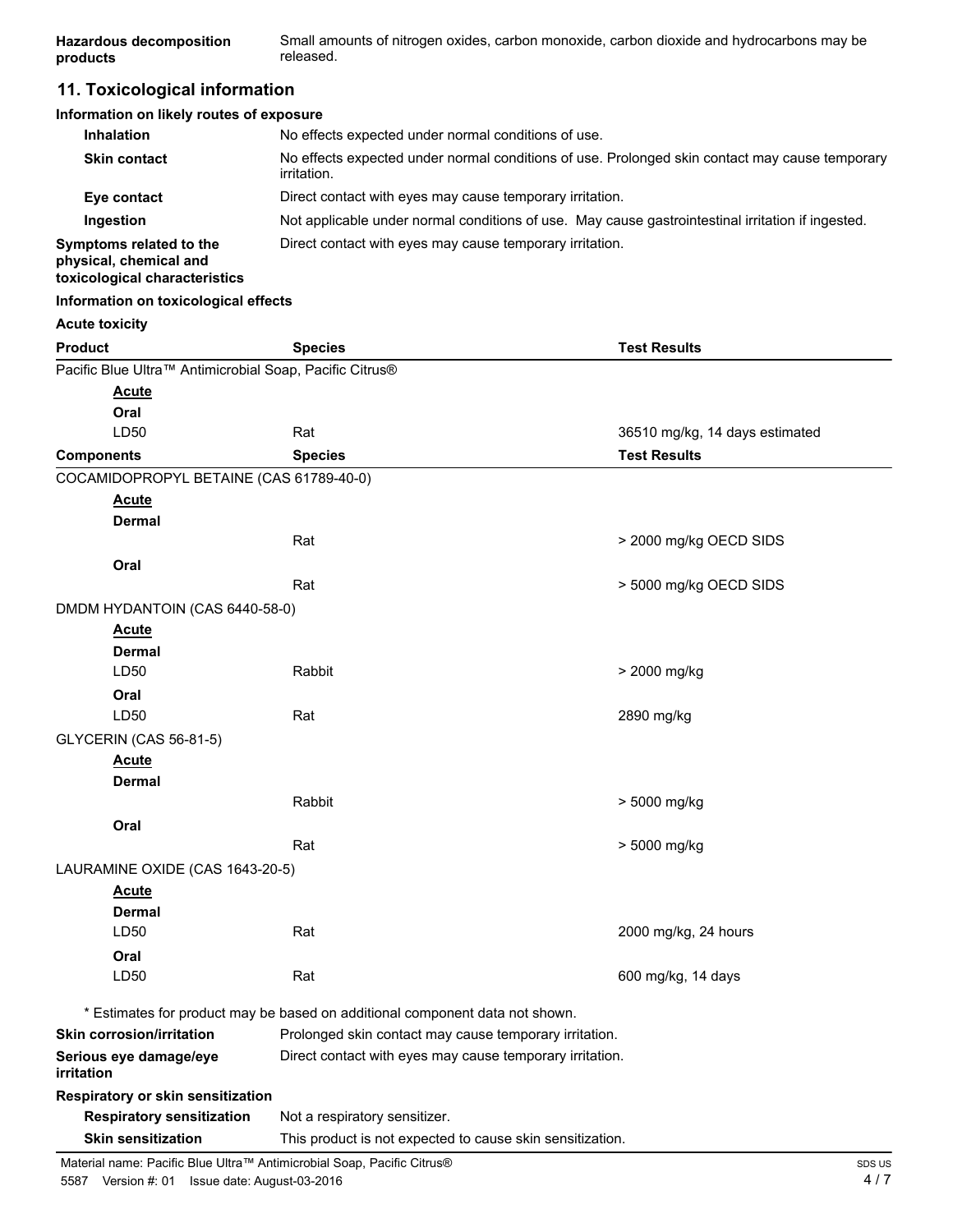| | |
|---|---|
| **Hazardous decomposition products** | Small amounts of nitrogen oxides, carbon monoxide, carbon dioxide and hydrocarbons may be released. |

## 11. Toxicological information

**Information on likely routes of exposure**

| | |
|---|---|
| **Inhalation** | No effects expected under normal conditions of use. |
| **Skin contact** | No effects expected under normal conditions of use. Prolonged skin contact may cause temporary irritation. |
| **Eye contact** | Direct contact with eyes may cause temporary irritation. |
| **Ingestion** | Not applicable under normal conditions of use. May cause gastrointestinal irritation if ingested. |
| **Symptoms related to the physical, chemical and toxicological characteristics** | Direct contact with eyes may cause temporary irritation. |

**Information on toxicological effects**

**Acute toxicity**

| Product | Species | Test Results |
|---|---|---|
| Pacific Blue Ultra™ Antimicrobial Soap, Pacific Citrus® | | |
| **Acute** | | |
| **Oral** | | |
| LD50 | Rat | 36510 mg/kg, 14 days estimated |

| Components | Species | Test Results |
|---|---|---|
| COCAMIDOPROPYL BETAINE (CAS 61789-40-0) | | |
| **Acute** | | |
| **Dermal** | | |
| | Rat | > 2000 mg/kg OECD SIDS |
| **Oral** | | |
| | Rat | > 5000 mg/kg OECD SIDS |
| DMDM HYDANTOIN (CAS 6440-58-0) | | |
| **Acute** | | |
| **Dermal** | | |
| LD50 | Rabbit | > 2000 mg/kg |
| **Oral** | | |
| LD50 | Rat | 2890 mg/kg |
| GLYCERIN (CAS 56-81-5) | | |
| **Acute** | | |
| **Dermal** | | |
| | Rabbit | > 5000 mg/kg |
| **Oral** | | |
| | Rat | > 5000 mg/kg |
| LAURAMINE OXIDE (CAS 1643-20-5) | | |
| **Acute** | | |
| **Dermal** | | |
| LD50 | Rat | 2000 mg/kg, 24 hours |
| **Oral** | | |
| LD50 | Rat | 600 mg/kg, 14 days |

\* Estimates for product may be based on additional component data not shown.

| | |
|---|---|
| **Skin corrosion/irritation** | Prolonged skin contact may cause temporary irritation. |
| **Serious eye damage/eye irritation** | Direct contact with eyes may cause temporary irritation. |

**Respiratory or skin sensitization**

| | |
|---|---|
| **Respiratory sensitization** | Not a respiratory sensitizer. |
| **Skin sensitization** | This product is not expected to cause skin sensitization. |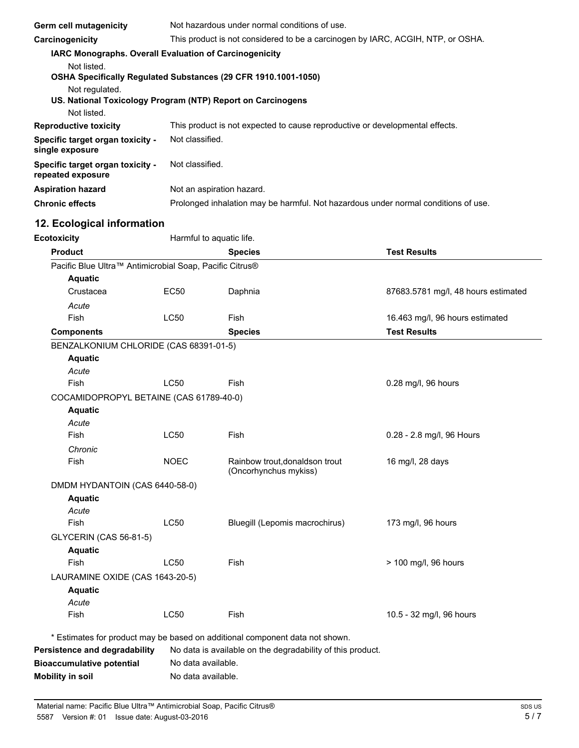| | |
|---|---|
| **Germ cell mutagenicity** | Not hazardous under normal conditions of use. |
| **Carcinogenicity** | This product is not considered to be a carcinogen by IARC, ACGIH, NTP, or OSHA. |

**IARC Monographs. Overall Evaluation of Carcinogenicity**

Not listed.

**OSHA Specifically Regulated Substances (29 CFR 1910.1001-1050)**

Not regulated.

**US. National Toxicology Program (NTP) Report on Carcinogens**

Not listed.

| | |
|---|---|
| **Reproductive toxicity** | This product is not expected to cause reproductive or developmental effects. |
| **Specific target organ toxicity - single exposure** | Not classified. |
| **Specific target organ toxicity - repeated exposure** | Not classified. |
| **Aspiration hazard** | Not an aspiration hazard. |
| **Chronic effects** | Prolonged inhalation may be harmful. Not hazardous under normal conditions of use. |

## 12. Ecological information

**Ecotoxicity** Harmful to aquatic life.

| **Product** | | **Species** | **Test Results** |
|---|---|---|---|
| Pacific Blue Ultra™ Antimicrobial Soap, Pacific Citrus® | | | |
| **Aquatic** | | | |
| Crustacea | EC50 | Daphnia | 87683.5781 mg/l, 48 hours estimated |
| *Acute* | | | |
| Fish | LC50 | Fish | 16.463 mg/l, 96 hours estimated |

| **Components** | | **Species** | **Test Results** |
|---|---|---|---|
| BENZALKONIUM CHLORIDE (CAS 68391-01-5) | | | |
| **Aquatic** | | | |
| *Acute* | | | |
| Fish | LC50 | Fish | 0.28 mg/l, 96 hours |
| COCAMIDOPROPYL BETAINE (CAS 61789-40-0) | | | |
| **Aquatic** | | | |
| *Acute* | | | |
| Fish | LC50 | Fish | 0.28 - 2.8 mg/l, 96 Hours |
| *Chronic* | | | |
| Fish | NOEC | Rainbow trout,donaldson trout (Oncorhynchus mykiss) | 16 mg/l, 28 days |
| DMDM HYDANTOIN (CAS 6440-58-0) | | | |
| **Aquatic** | | | |
| *Acute* | | | |
| Fish | LC50 | Bluegill (Lepomis macrochirus) | 173 mg/l, 96 hours |
| GLYCERIN (CAS 56-81-5) | | | |
| **Aquatic** | | | |
| Fish | LC50 | Fish | > 100 mg/l, 96 hours |
| LAURAMINE OXIDE (CAS 1643-20-5) | | | |
| **Aquatic** | | | |
| *Acute* | | | |
| Fish | LC50 | Fish | 10.5 - 32 mg/l, 96 hours |

\* Estimates for product may be based on additional component data not shown.

| | |
|---|---|
| **Persistence and degradability** | No data is available on the degradability of this product. |
| **Bioaccumulative potential** | No data available. |
| **Mobility in soil** | No data available. |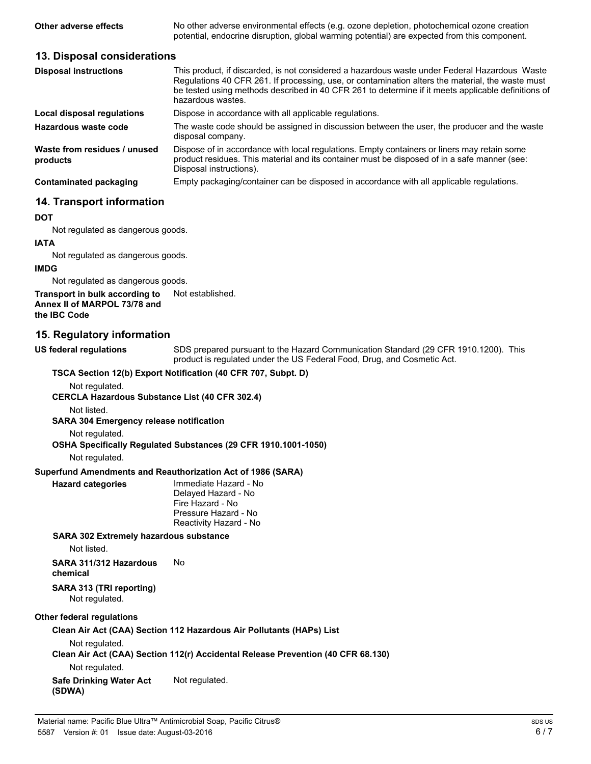**Other adverse effects** No other adverse environmental effects (e.g. ozone depletion, photochemical ozone creation potential, endocrine disruption, global warming potential) are expected from this component.

## 13. Disposal considerations

**Disposal instructions** This product, if discarded, is not considered a hazardous waste under Federal Hazardous Waste Regulations 40 CFR 261. If processing, use, or contamination alters the material, the waste must be tested using methods described in 40 CFR 261 to determine if it meets applicable definitions of hazardous wastes.

**Local disposal regulations** Dispose in accordance with all applicable regulations.

**Hazardous waste code** The waste code should be assigned in discussion between the user, the producer and the waste disposal company.

**Waste from residues / unused products** Dispose of in accordance with local regulations. Empty containers or liners may retain some product residues. This material and its container must be disposed of in a safe manner (see: Disposal instructions).

**Contaminated packaging** Empty packaging/container can be disposed in accordance with all applicable regulations.

## 14. Transport information

**DOT**

Not regulated as dangerous goods.

**IATA**

Not regulated as dangerous goods.

**IMDG**

Not regulated as dangerous goods.

**Transport in bulk according to Annex II of MARPOL 73/78 and the IBC Code** Not established.

## 15. Regulatory information

**US federal regulations** SDS prepared pursuant to the Hazard Communication Standard (29 CFR 1910.1200). This product is regulated under the US Federal Food, Drug, and Cosmetic Act.

**TSCA Section 12(b) Export Notification (40 CFR 707, Subpt. D)**

Not regulated.

**CERCLA Hazardous Substance List (40 CFR 302.4)**

Not listed.

**SARA 304 Emergency release notification**

Not regulated.

**OSHA Specifically Regulated Substances (29 CFR 1910.1001-1050)**

Not regulated.

**Superfund Amendments and Reauthorization Act of 1986 (SARA)**

**Hazard categories** Immediate Hazard - No
Delayed Hazard - No
Fire Hazard - No
Pressure Hazard - No
Reactivity Hazard - No

**SARA 302 Extremely hazardous substance**

Not listed.

**SARA 311/312 Hazardous chemical** No

**SARA 313 (TRI reporting)**

Not regulated.

**Other federal regulations**

**Clean Air Act (CAA) Section 112 Hazardous Air Pollutants (HAPs) List**

Not regulated.

**Clean Air Act (CAA) Section 112(r) Accidental Release Prevention (40 CFR 68.130)**

Not regulated.

**Safe Drinking Water Act (SDWA)** Not regulated.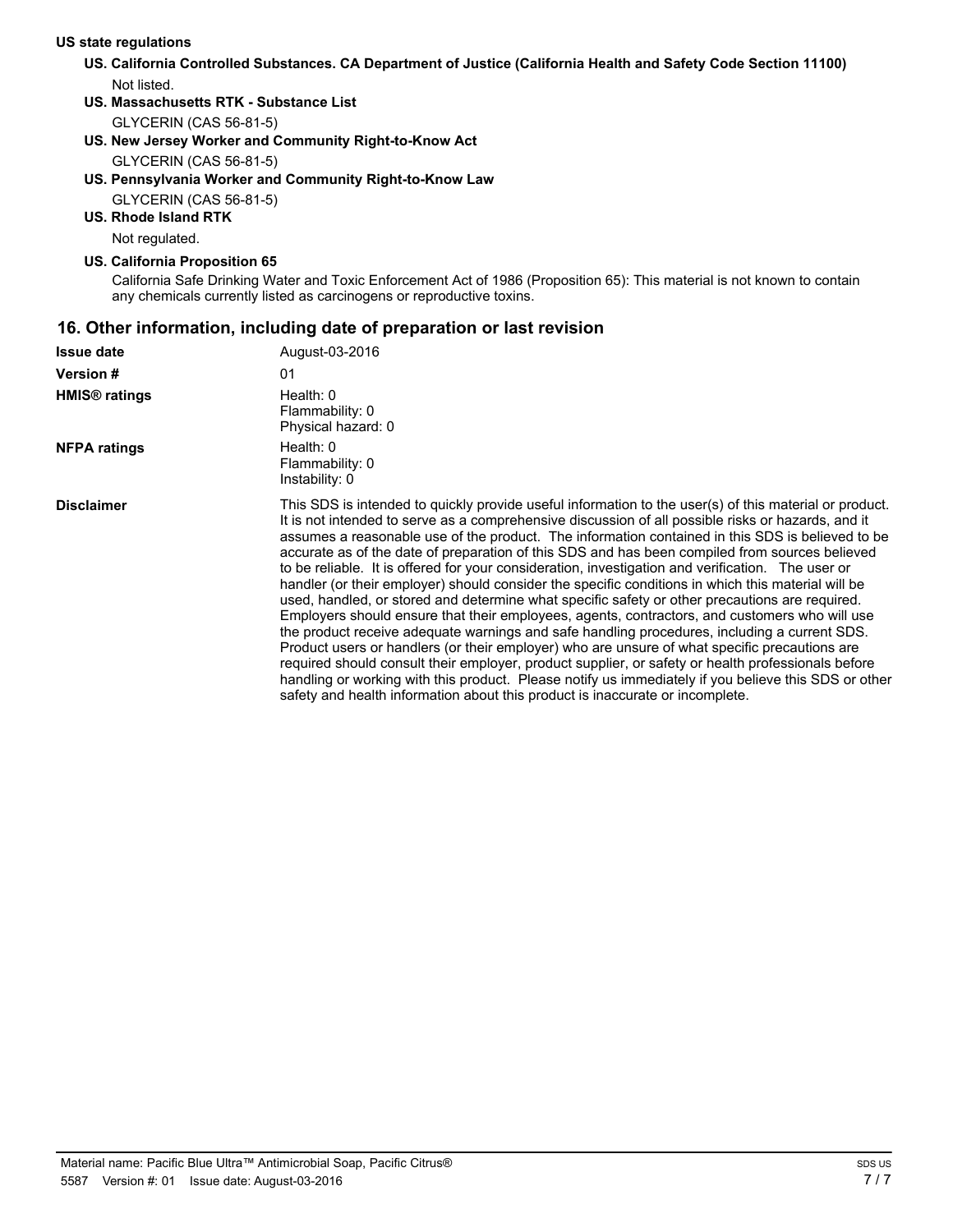**US state regulations**

**US. California Controlled Substances. CA Department of Justice (California Health and Safety Code Section 11100)**

Not listed.

**US. Massachusetts RTK - Substance List**

GLYCERIN (CAS 56-81-5)

**US. New Jersey Worker and Community Right-to-Know Act**

GLYCERIN (CAS 56-81-5)

**US. Pennsylvania Worker and Community Right-to-Know Law**

GLYCERIN (CAS 56-81-5)

**US. Rhode Island RTK**

Not regulated.

**US. California Proposition 65**

California Safe Drinking Water and Toxic Enforcement Act of 1986 (Proposition 65): This material is not known to contain any chemicals currently listed as carcinogens or reproductive toxins.

## 16. Other information, including date of preparation or last revision

**Issue date** August-03-2016

**Version #** 01

**HMIS® ratings**
Health: 0
Flammability: 0
Physical hazard: 0

**NFPA ratings**
Health: 0
Flammability: 0
Instability: 0

**Disclaimer**

This SDS is intended to quickly provide useful information to the user(s) of this material or product. It is not intended to serve as a comprehensive discussion of all possible risks or hazards, and it assumes a reasonable use of the product. The information contained in this SDS is believed to be accurate as of the date of preparation of this SDS and has been compiled from sources believed to be reliable. It is offered for your consideration, investigation and verification. The user or handler (or their employer) should consider the specific conditions in which this material will be used, handled, or stored and determine what specific safety or other precautions are required. Employers should ensure that their employees, agents, contractors, and customers who will use the product receive adequate warnings and safe handling procedures, including a current SDS. Product users or handlers (or their employer) who are unsure of what specific precautions are required should consult their employer, product supplier, or safety or health professionals before handling or working with this product. Please notify us immediately if you believe this SDS or other safety and health information about this product is inaccurate or incomplete.